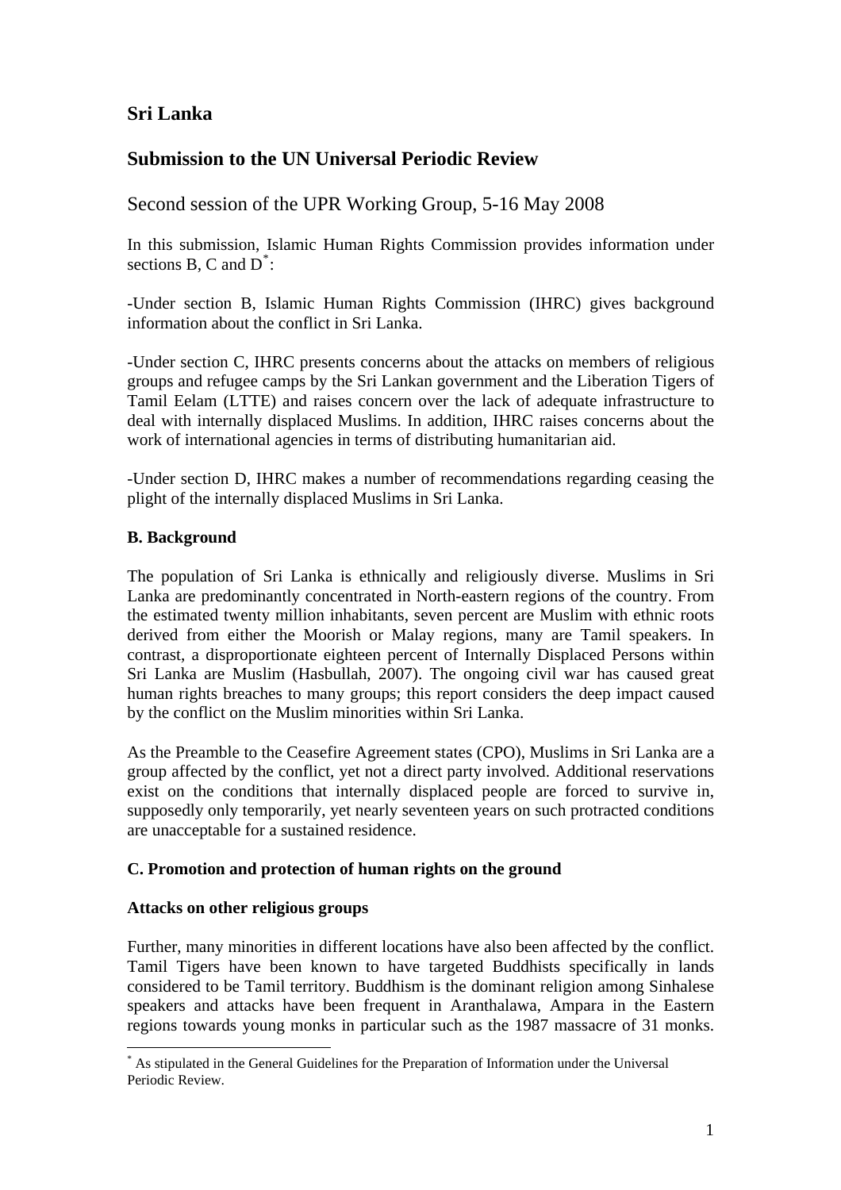## Sri Lanka

## Submission to the UN Universal Periodic Review

Second session of the UPR Working Group, 5-16 May 2008

In this submission, Islamic Human Rights Commission provides information under sections B, C and D[*]:

-Under section B, Islamic Human Rights Commission (IHRC) gives background information about the conflict in Sri Lanka.

-Under section C, IHRC presents concerns about the attacks on members of religious groups and refugee camps by the Sri Lankan government and the Liberation Tigers of Tamil Eelam (LTTE) and raises concern over the lack of adequate infrastructure to deal with internally displaced Muslims. In addition, IHRC raises concerns about the work of international agencies in terms of distributing humanitarian aid.

-Under section D, IHRC makes a number of recommendations regarding ceasing the plight of the internally displaced Muslims in Sri Lanka.

### B. Background

The population of Sri Lanka is ethnically and religiously diverse. Muslims in Sri Lanka are predominantly concentrated in North-eastern regions of the country. From the estimated twenty million inhabitants, seven percent are Muslim with ethnic roots derived from either the Moorish or Malay regions, many are Tamil speakers. In contrast, a disproportionate eighteen percent of Internally Displaced Persons within Sri Lanka are Muslim (Hasbullah, 2007). The ongoing civil war has caused great human rights breaches to many groups; this report considers the deep impact caused by the conflict on the Muslim minorities within Sri Lanka.

As the Preamble to the Ceasefire Agreement states (CPO), Muslims in Sri Lanka are a group affected by the conflict, yet not a direct party involved. Additional reservations exist on the conditions that internally displaced people are forced to survive in, supposedly only temporarily, yet nearly seventeen years on such protracted conditions are unacceptable for a sustained residence.

### C. Promotion and protection of human rights on the ground

#### Attacks on other religious groups

Further, many minorities in different locations have also been affected by the conflict. Tamil Tigers have been known to have targeted Buddhists specifically in lands considered to be Tamil territory. Buddhism is the dominant religion among Sinhalese speakers and attacks have been frequent in Aranthalawa, Ampara in the Eastern regions towards young monks in particular such as the 1987 massacre of 31 monks.

---

[*] As stipulated in the General Guidelines for the Preparation of Information under the Universal Periodic Review.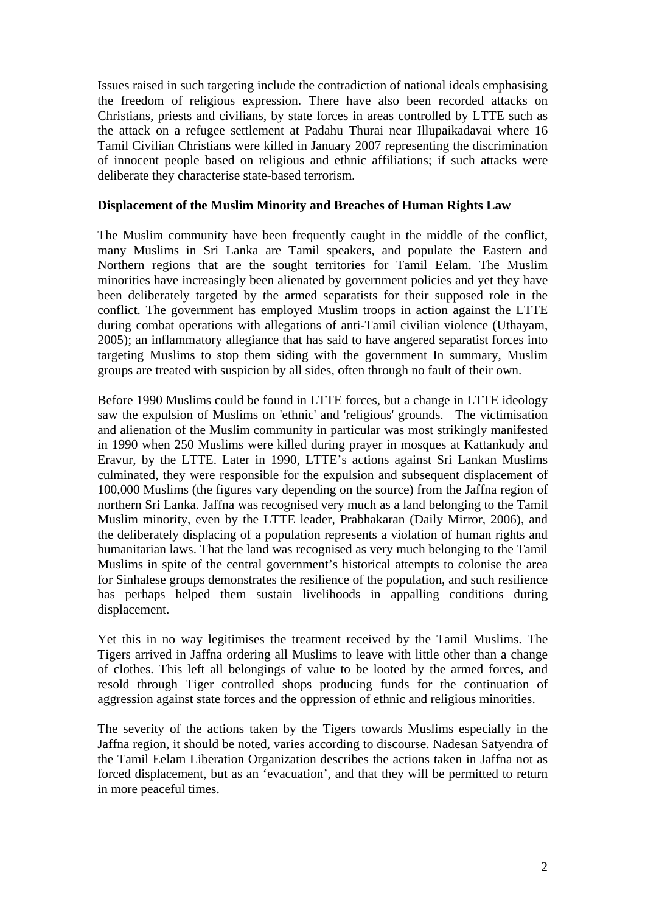Issues raised in such targeting include the contradiction of national ideals emphasising the freedom of religious expression. There have also been recorded attacks on Christians, priests and civilians, by state forces in areas controlled by LTTE such as the attack on a refugee settlement at Padahu Thurai near Illupaikadavai where 16 Tamil Civilian Christians were killed in January 2007 representing the discrimination of innocent people based on religious and ethnic affiliations; if such attacks were deliberate they characterise state-based terrorism.

**Displacement of the Muslim Minority and Breaches of Human Rights Law**

The Muslim community have been frequently caught in the middle of the conflict, many Muslims in Sri Lanka are Tamil speakers, and populate the Eastern and Northern regions that are the sought territories for Tamil Eelam. The Muslim minorities have increasingly been alienated by government policies and yet they have been deliberately targeted by the armed separatists for their supposed role in the conflict. The government has employed Muslim troops in action against the LTTE during combat operations with allegations of anti-Tamil civilian violence (Uthayam, 2005); an inflammatory allegiance that has said to have angered separatist forces into targeting Muslims to stop them siding with the government In summary, Muslim groups are treated with suspicion by all sides, often through no fault of their own.

Before 1990 Muslims could be found in LTTE forces, but a change in LTTE ideology saw the expulsion of Muslims on 'ethnic' and 'religious' grounds. The victimisation and alienation of the Muslim community in particular was most strikingly manifested in 1990 when 250 Muslims were killed during prayer in mosques at Kattankudy and Eravur, by the LTTE. Later in 1990, LTTE's actions against Sri Lankan Muslims culminated, they were responsible for the expulsion and subsequent displacement of 100,000 Muslims (the figures vary depending on the source) from the Jaffna region of northern Sri Lanka. Jaffna was recognised very much as a land belonging to the Tamil Muslim minority, even by the LTTE leader, Prabhakaran (Daily Mirror, 2006), and the deliberately displacing of a population represents a violation of human rights and humanitarian laws. That the land was recognised as very much belonging to the Tamil Muslims in spite of the central government's historical attempts to colonise the area for Sinhalese groups demonstrates the resilience of the population, and such resilience has perhaps helped them sustain livelihoods in appalling conditions during displacement.

Yet this in no way legitimises the treatment received by the Tamil Muslims. The Tigers arrived in Jaffna ordering all Muslims to leave with little other than a change of clothes. This left all belongings of value to be looted by the armed forces, and resold through Tiger controlled shops producing funds for the continuation of aggression against state forces and the oppression of ethnic and religious minorities.

The severity of the actions taken by the Tigers towards Muslims especially in the Jaffna region, it should be noted, varies according to discourse. Nadesan Satyendra of the Tamil Eelam Liberation Organization describes the actions taken in Jaffna not as forced displacement, but as an 'evacuation', and that they will be permitted to return in more peaceful times.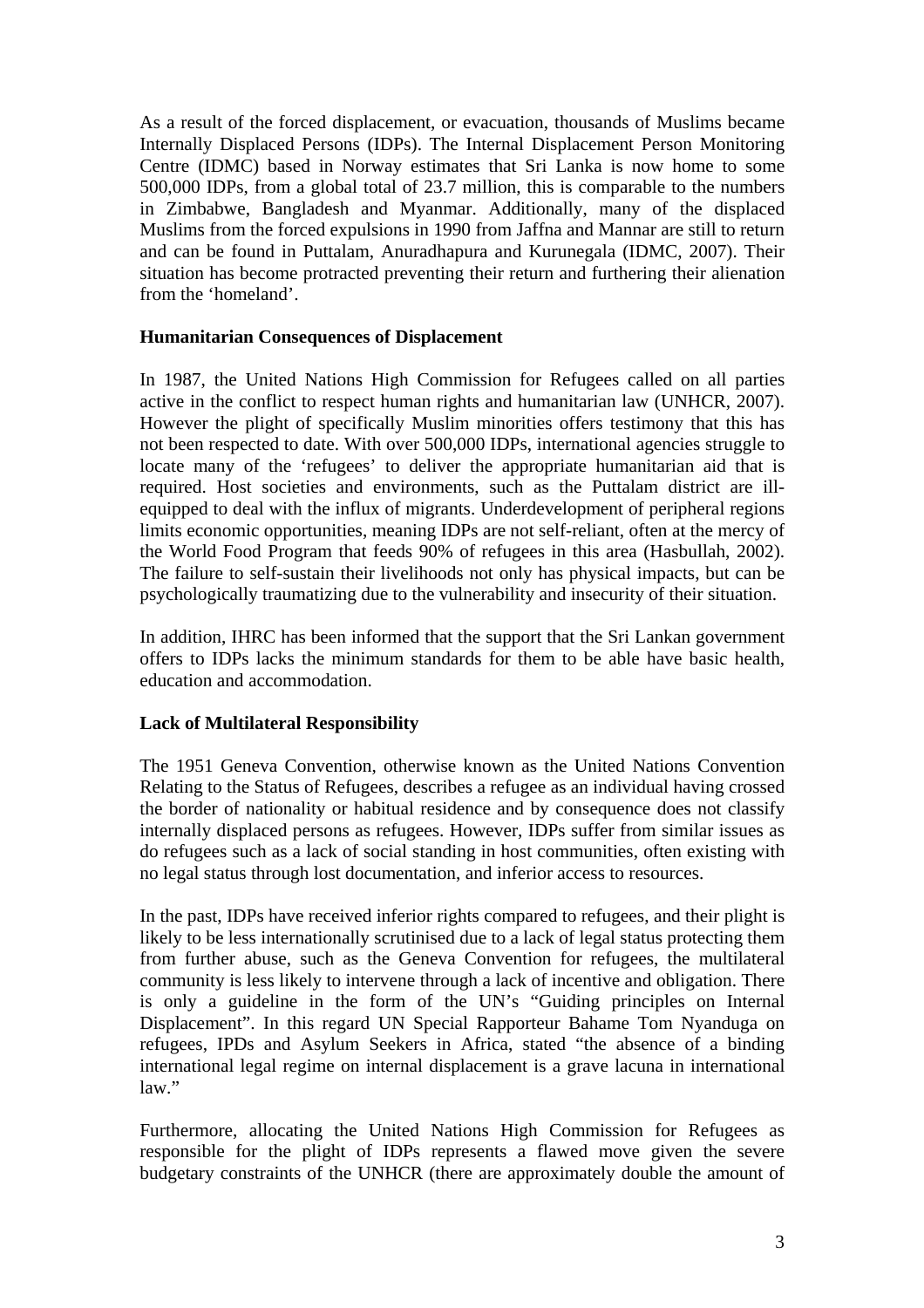As a result of the forced displacement, or evacuation, thousands of Muslims became Internally Displaced Persons (IDPs). The Internal Displacement Person Monitoring Centre (IDMC) based in Norway estimates that Sri Lanka is now home to some 500,000 IDPs, from a global total of 23.7 million, this is comparable to the numbers in Zimbabwe, Bangladesh and Myanmar. Additionally, many of the displaced Muslims from the forced expulsions in 1990 from Jaffna and Mannar are still to return and can be found in Puttalam, Anuradhapura and Kurunegala (IDMC, 2007). Their situation has become protracted preventing their return and furthering their alienation from the 'homeland'.

**Humanitarian Consequences of Displacement**

In 1987, the United Nations High Commission for Refugees called on all parties active in the conflict to respect human rights and humanitarian law (UNHCR, 2007). However the plight of specifically Muslim minorities offers testimony that this has not been respected to date. With over 500,000 IDPs, international agencies struggle to locate many of the 'refugees' to deliver the appropriate humanitarian aid that is required. Host societies and environments, such as the Puttalam district are ill-equipped to deal with the influx of migrants. Underdevelopment of peripheral regions limits economic opportunities, meaning IDPs are not self-reliant, often at the mercy of the World Food Program that feeds 90% of refugees in this area (Hasbullah, 2002). The failure to self-sustain their livelihoods not only has physical impacts, but can be psychologically traumatizing due to the vulnerability and insecurity of their situation.

In addition, IHRC has been informed that the support that the Sri Lankan government offers to IDPs lacks the minimum standards for them to be able have basic health, education and accommodation.

**Lack of Multilateral Responsibility**

The 1951 Geneva Convention, otherwise known as the United Nations Convention Relating to the Status of Refugees, describes a refugee as an individual having crossed the border of nationality or habitual residence and by consequence does not classify internally displaced persons as refugees. However, IDPs suffer from similar issues as do refugees such as a lack of social standing in host communities, often existing with no legal status through lost documentation, and inferior access to resources.

In the past, IDPs have received inferior rights compared to refugees, and their plight is likely to be less internationally scrutinised due to a lack of legal status protecting them from further abuse, such as the Geneva Convention for refugees, the multilateral community is less likely to intervene through a lack of incentive and obligation. There is only a guideline in the form of the UN's "Guiding principles on Internal Displacement". In this regard UN Special Rapporteur Bahame Tom Nyanduga on refugees, IPDs and Asylum Seekers in Africa, stated "the absence of a binding international legal regime on internal displacement is a grave lacuna in international law."

Furthermore, allocating the United Nations High Commission for Refugees as responsible for the plight of IDPs represents a flawed move given the severe budgetary constraints of the UNHCR (there are approximately double the amount of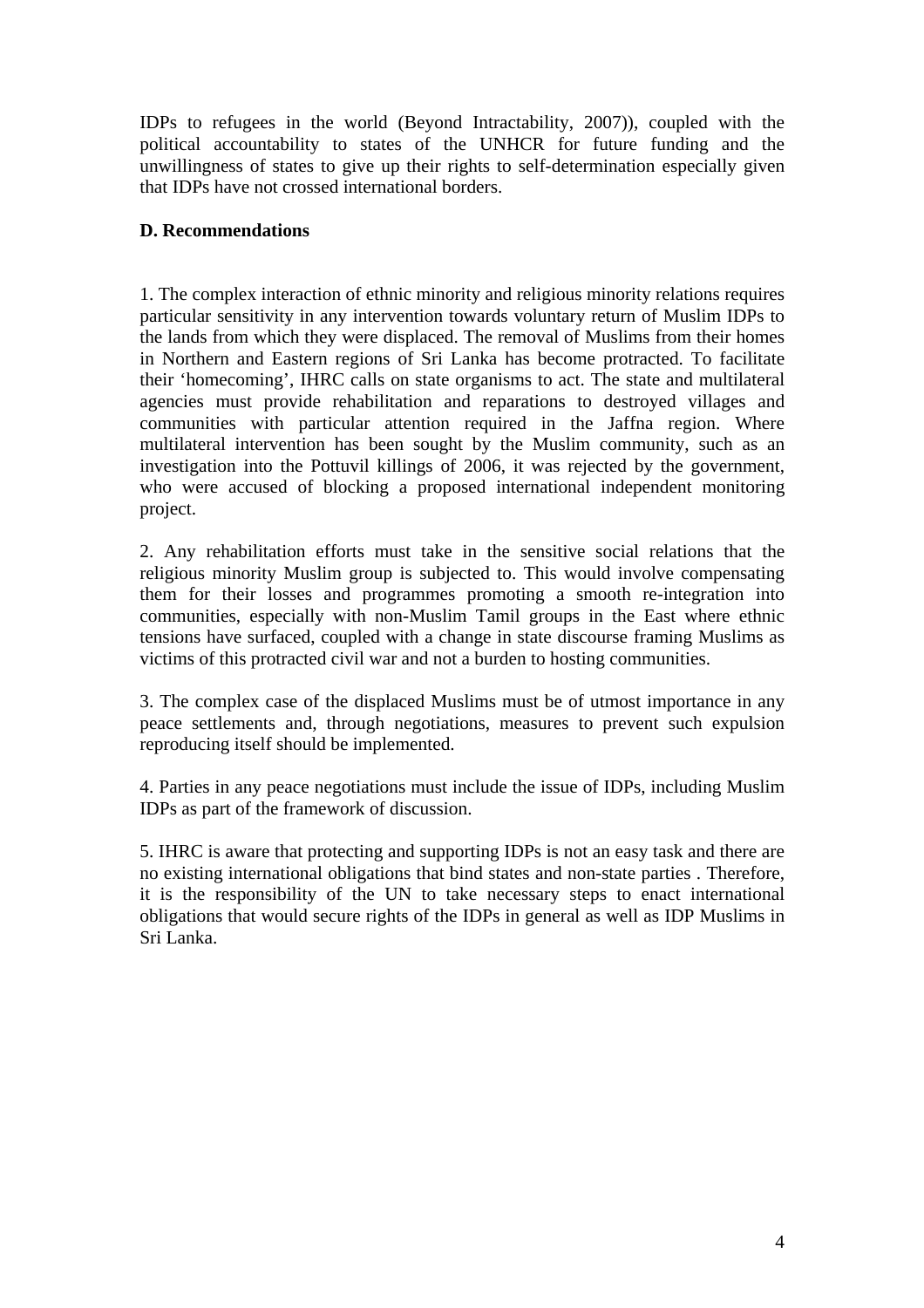IDPs to refugees in the world (Beyond Intractability, 2007)), coupled with the political accountability to states of the UNHCR for future funding and the unwillingness of states to give up their rights to self-determination especially given that IDPs have not crossed international borders.

**D. Recommendations**

1. The complex interaction of ethnic minority and religious minority relations requires particular sensitivity in any intervention towards voluntary return of Muslim IDPs to the lands from which they were displaced. The removal of Muslims from their homes in Northern and Eastern regions of Sri Lanka has become protracted. To facilitate their 'homecoming', IHRC calls on state organisms to act. The state and multilateral agencies must provide rehabilitation and reparations to destroyed villages and communities with particular attention required in the Jaffna region. Where multilateral intervention has been sought by the Muslim community, such as an investigation into the Pottuvil killings of 2006, it was rejected by the government, who were accused of blocking a proposed international independent monitoring project.

2. Any rehabilitation efforts must take in the sensitive social relations that the religious minority Muslim group is subjected to. This would involve compensating them for their losses and programmes promoting a smooth re-integration into communities, especially with non-Muslim Tamil groups in the East where ethnic tensions have surfaced, coupled with a change in state discourse framing Muslims as victims of this protracted civil war and not a burden to hosting communities.

3. The complex case of the displaced Muslims must be of utmost importance in any peace settlements and, through negotiations, measures to prevent such expulsion reproducing itself should be implemented.

4. Parties in any peace negotiations must include the issue of IDPs, including Muslim IDPs as part of the framework of discussion.

5. IHRC is aware that protecting and supporting IDPs is not an easy task and there are no existing international obligations that bind states and non-state parties . Therefore, it is the responsibility of the UN to take necessary steps to enact international obligations that would secure rights of the IDPs in general as well as IDP Muslims in Sri Lanka.